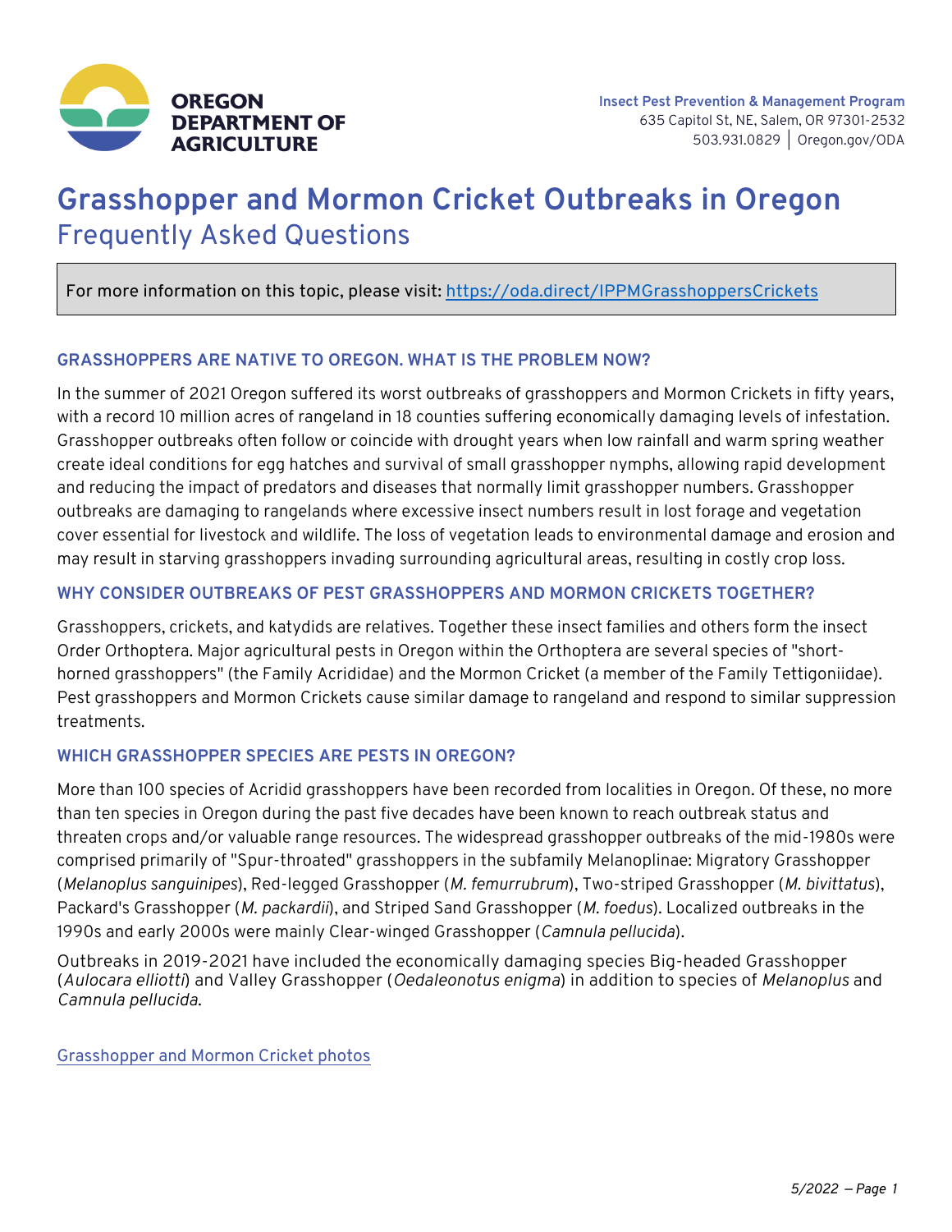OREGON DEPARTMENT OF AGRICULTURE

**Insect Pest Prevention & Management Program**
635 Capitol St, NE, Salem, OR 97301-2532
503.931.0829 | Oregon.gov/ODA

# Grasshopper and Mormon Cricket Outbreaks in Oregon

## Frequently Asked Questions

For more information on this topic, please visit: [https://oda.direct/IPPMGrasshoppersCrickets](https://oda.direct/IPPMGrasshoppersCrickets)

### GRASSHOPPERS ARE NATIVE TO OREGON. WHAT IS THE PROBLEM NOW?

In the summer of 2021 Oregon suffered its worst outbreaks of grasshoppers and Mormon Crickets in fifty years, with a record 10 million acres of rangeland in 18 counties suffering economically damaging levels of infestation. Grasshopper outbreaks often follow or coincide with drought years when low rainfall and warm spring weather create ideal conditions for egg hatches and survival of small grasshopper nymphs, allowing rapid development and reducing the impact of predators and diseases that normally limit grasshopper numbers. Grasshopper outbreaks are damaging to rangelands where excessive insect numbers result in lost forage and vegetation cover essential for livestock and wildlife. The loss of vegetation leads to environmental damage and erosion and may result in starving grasshoppers invading surrounding agricultural areas, resulting in costly crop loss.

### WHY CONSIDER OUTBREAKS OF PEST GRASSHOPPERS AND MORMON CRICKETS TOGETHER?

Grasshoppers, crickets, and katydids are relatives. Together these insect families and others form the insect Order Orthoptera. Major agricultural pests in Oregon within the Orthoptera are several species of "short-horned grasshoppers" (the Family Acrididae) and the Mormon Cricket (a member of the Family Tettigoniidae). Pest grasshoppers and Mormon Crickets cause similar damage to rangeland and respond to similar suppression treatments.

### WHICH GRASSHOPPER SPECIES ARE PESTS IN OREGON?

More than 100 species of Acridid grasshoppers have been recorded from localities in Oregon. Of these, no more than ten species in Oregon during the past five decades have been known to reach outbreak status and threaten crops and/or valuable range resources. The widespread grasshopper outbreaks of the mid-1980s were comprised primarily of "Spur-throated" grasshoppers in the subfamily Melanoplinae: Migratory Grasshopper (*Melanoplus sanguinipes*), Red-legged Grasshopper (*M. femurrubrum*), Two-striped Grasshopper (*M. bivittatus*), Packard's Grasshopper (*M. packardii*), and Striped Sand Grasshopper (*M. foedus*). Localized outbreaks in the 1990s and early 2000s were mainly Clear-winged Grasshopper (*Camnula pellucida*).

Outbreaks in 2019-2021 have included the economically damaging species Big-headed Grasshopper (*Aulocara elliotti*) and Valley Grasshopper (*Oedaleonotus enigma*) in addition to species of *Melanoplus* and *Camnula pellucida*.

[Grasshopper and Mormon Cricket photos]()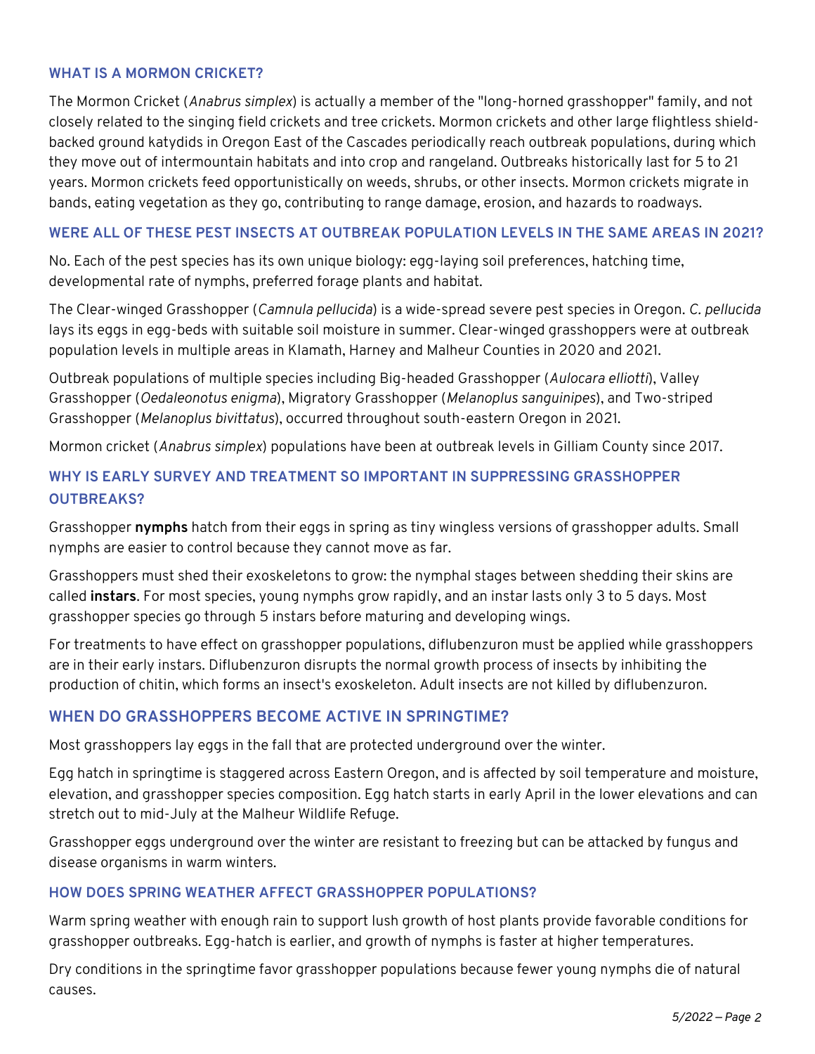## WHAT IS A MORMON CRICKET?

The Mormon Cricket (*Anabrus simplex*) is actually a member of the "long-horned grasshopper" family, and not closely related to the singing field crickets and tree crickets. Mormon crickets and other large flightless shield-backed ground katydids in Oregon East of the Cascades periodically reach outbreak populations, during which they move out of intermountain habitats and into crop and rangeland. Outbreaks historically last for 5 to 21 years. Mormon crickets feed opportunistically on weeds, shrubs, or other insects. Mormon crickets migrate in bands, eating vegetation as they go, contributing to range damage, erosion, and hazards to roadways.

## WERE ALL OF THESE PEST INSECTS AT OUTBREAK POPULATION LEVELS IN THE SAME AREAS IN 2021?

No. Each of the pest species has its own unique biology: egg-laying soil preferences, hatching time, developmental rate of nymphs, preferred forage plants and habitat.

The Clear-winged Grasshopper (*Camnula pellucida*) is a wide-spread severe pest species in Oregon. *C. pellucida* lays its eggs in egg-beds with suitable soil moisture in summer. Clear-winged grasshoppers were at outbreak population levels in multiple areas in Klamath, Harney and Malheur Counties in 2020 and 2021.

Outbreak populations of multiple species including Big-headed Grasshopper (*Aulocara elliotti*), Valley Grasshopper (*Oedaleonotus enigma*), Migratory Grasshopper (*Melanoplus sanguinipes*), and Two-striped Grasshopper (*Melanoplus bivittatus*), occurred throughout south-eastern Oregon in 2021.

Mormon cricket (*Anabrus simplex*) populations have been at outbreak levels in Gilliam County since 2017.

## WHY IS EARLY SURVEY AND TREATMENT SO IMPORTANT IN SUPPRESSING GRASSHOPPER OUTBREAKS?

Grasshopper **nymphs** hatch from their eggs in spring as tiny wingless versions of grasshopper adults. Small nymphs are easier to control because they cannot move as far.

Grasshoppers must shed their exoskeletons to grow: the nymphal stages between shedding their skins are called **instars**. For most species, young nymphs grow rapidly, and an instar lasts only 3 to 5 days. Most grasshopper species go through 5 instars before maturing and developing wings.

For treatments to have effect on grasshopper populations, diflubenzuron must be applied while grasshoppers are in their early instars. Diflubenzuron disrupts the normal growth process of insects by inhibiting the production of chitin, which forms an insect's exoskeleton. Adult insects are not killed by diflubenzuron.

## WHEN DO GRASSHOPPERS BECOME ACTIVE IN SPRINGTIME?

Most grasshoppers lay eggs in the fall that are protected underground over the winter.

Egg hatch in springtime is staggered across Eastern Oregon, and is affected by soil temperature and moisture, elevation, and grasshopper species composition. Egg hatch starts in early April in the lower elevations and can stretch out to mid-July at the Malheur Wildlife Refuge.

Grasshopper eggs underground over the winter are resistant to freezing but can be attacked by fungus and disease organisms in warm winters.

## HOW DOES SPRING WEATHER AFFECT GRASSHOPPER POPULATIONS?

Warm spring weather with enough rain to support lush growth of host plants provide favorable conditions for grasshopper outbreaks. Egg-hatch is earlier, and growth of nymphs is faster at higher temperatures.

Dry conditions in the springtime favor grasshopper populations because fewer young nymphs die of natural causes.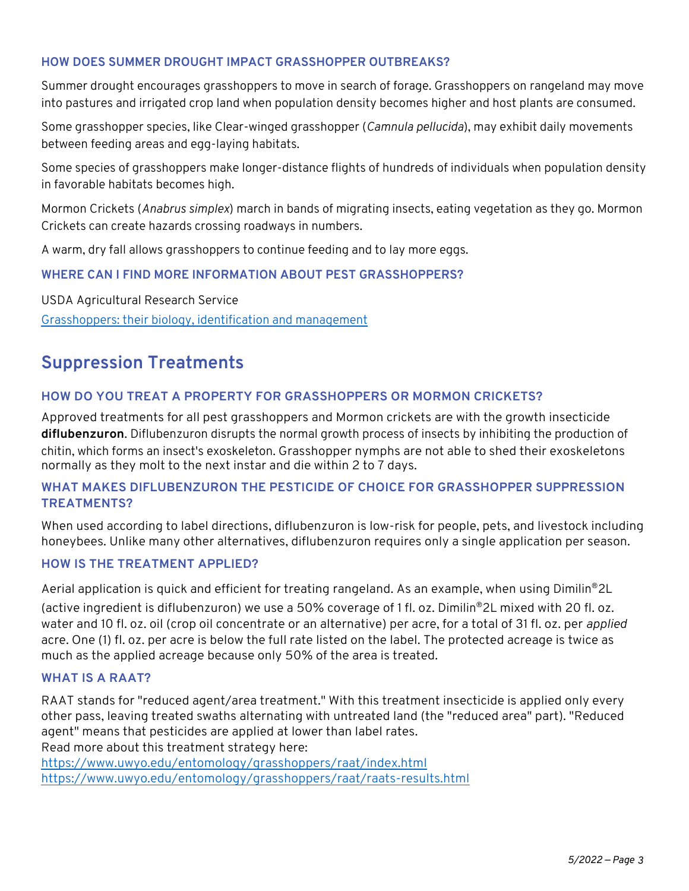### HOW DOES SUMMER DROUGHT IMPACT GRASSHOPPER OUTBREAKS?

Summer drought encourages grasshoppers to move in search of forage. Grasshoppers on rangeland may move into pastures and irrigated crop land when population density becomes higher and host plants are consumed.

Some grasshopper species, like Clear-winged grasshopper (*Camnula pellucida*), may exhibit daily movements between feeding areas and egg-laying habitats.

Some species of grasshoppers make longer-distance flights of hundreds of individuals when population density in favorable habitats becomes high.

Mormon Crickets (*Anabrus simplex*) march in bands of migrating insects, eating vegetation as they go. Mormon Crickets can create hazards crossing roadways in numbers.

A warm, dry fall allows grasshoppers to continue feeding and to lay more eggs.

### WHERE CAN I FIND MORE INFORMATION ABOUT PEST GRASSHOPPERS?

USDA Agricultural Research Service

Grasshoppers: their biology, identification and management

## Suppression Treatments

### HOW DO YOU TREAT A PROPERTY FOR GRASSHOPPERS OR MORMON CRICKETS?

Approved treatments for all pest grasshoppers and Mormon crickets are with the growth insecticide **diflubenzuron**. Diflubenzuron disrupts the normal growth process of insects by inhibiting the production of chitin, which forms an insect's exoskeleton. Grasshopper nymphs are not able to shed their exoskeletons normally as they molt to the next instar and die within 2 to 7 days.

### WHAT MAKES DIFLUBENZURON THE PESTICIDE OF CHOICE FOR GRASSHOPPER SUPPRESSION TREATMENTS?

When used according to label directions, diflubenzuron is low-risk for people, pets, and livestock including honeybees. Unlike many other alternatives, diflubenzuron requires only a single application per season.

### HOW IS THE TREATMENT APPLIED?

Aerial application is quick and efficient for treating rangeland. As an example, when using Dimilin®2L (active ingredient is diflubenzuron) we use a 50% coverage of 1 fl. oz. Dimilin®2L mixed with 20 fl. oz. water and 10 fl. oz. oil (crop oil concentrate or an alternative) per acre, for a total of 31 fl. oz. per *applied* acre. One (1) fl. oz. per acre is below the full rate listed on the label. The protected acreage is twice as much as the applied acreage because only 50% of the area is treated.

### WHAT IS A RAAT?

RAAT stands for "reduced agent/area treatment." With this treatment insecticide is applied only every other pass, leaving treated swaths alternating with untreated land (the "reduced area" part). "Reduced agent" means that pesticides are applied at lower than label rates.
Read more about this treatment strategy here:
https://www.uwyo.edu/entomology/grasshoppers/raat/index.html
https://www.uwyo.edu/entomology/grasshoppers/raat/raats-results.html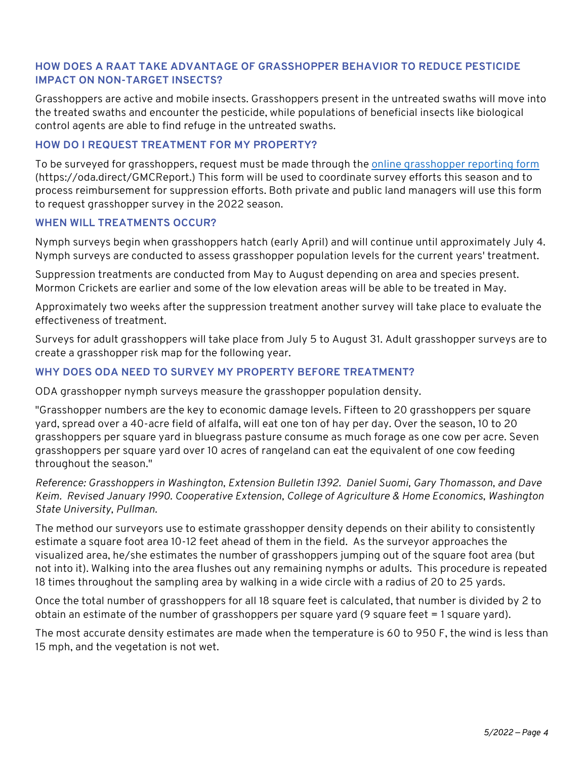### HOW DOES A RAAT TAKE ADVANTAGE OF GRASSHOPPER BEHAVIOR TO REDUCE PESTICIDE IMPACT ON NON-TARGET INSECTS?

Grasshoppers are active and mobile insects. Grasshoppers present in the untreated swaths will move into the treated swaths and encounter the pesticide, while populations of beneficial insects like biological control agents are able to find refuge in the untreated swaths.

### HOW DO I REQUEST TREATMENT FOR MY PROPERTY?

To be surveyed for grasshoppers, request must be made through the [online grasshopper reporting form](https://oda.direct/GMCReport) (https://oda.direct/GMCReport.) This form will be used to coordinate survey efforts this season and to process reimbursement for suppression efforts. Both private and public land managers will use this form to request grasshopper survey in the 2022 season.

### WHEN WILL TREATMENTS OCCUR?

Nymph surveys begin when grasshoppers hatch (early April) and will continue until approximately July 4. Nymph surveys are conducted to assess grasshopper population levels for the current years' treatment.

Suppression treatments are conducted from May to August depending on area and species present. Mormon Crickets are earlier and some of the low elevation areas will be able to be treated in May.

Approximately two weeks after the suppression treatment another survey will take place to evaluate the effectiveness of treatment.

Surveys for adult grasshoppers will take place from July 5 to August 31. Adult grasshopper surveys are to create a grasshopper risk map for the following year.

### WHY DOES ODA NEED TO SURVEY MY PROPERTY BEFORE TREATMENT?

ODA grasshopper nymph surveys measure the grasshopper population density.

"Grasshopper numbers are the key to economic damage levels. Fifteen to 20 grasshoppers per square yard, spread over a 40-acre field of alfalfa, will eat one ton of hay per day. Over the season, 10 to 20 grasshoppers per square yard in bluegrass pasture consume as much forage as one cow per acre. Seven grasshoppers per square yard over 10 acres of rangeland can eat the equivalent of one cow feeding throughout the season."

*Reference: Grasshoppers in Washington, Extension Bulletin 1392. Daniel Suomi, Gary Thomasson, and Dave Keim. Revised January 1990. Cooperative Extension, College of Agriculture & Home Economics, Washington State University, Pullman.*

The method our surveyors use to estimate grasshopper density depends on their ability to consistently estimate a square foot area 10-12 feet ahead of them in the field. As the surveyor approaches the visualized area, he/she estimates the number of grasshoppers jumping out of the square foot area (but not into it). Walking into the area flushes out any remaining nymphs or adults. This procedure is repeated 18 times throughout the sampling area by walking in a wide circle with a radius of 20 to 25 yards.

Once the total number of grasshoppers for all 18 square feet is calculated, that number is divided by 2 to obtain an estimate of the number of grasshoppers per square yard (9 square feet = 1 square yard).

The most accurate density estimates are made when the temperature is 60 to 950 F, the wind is less than 15 mph, and the vegetation is not wet.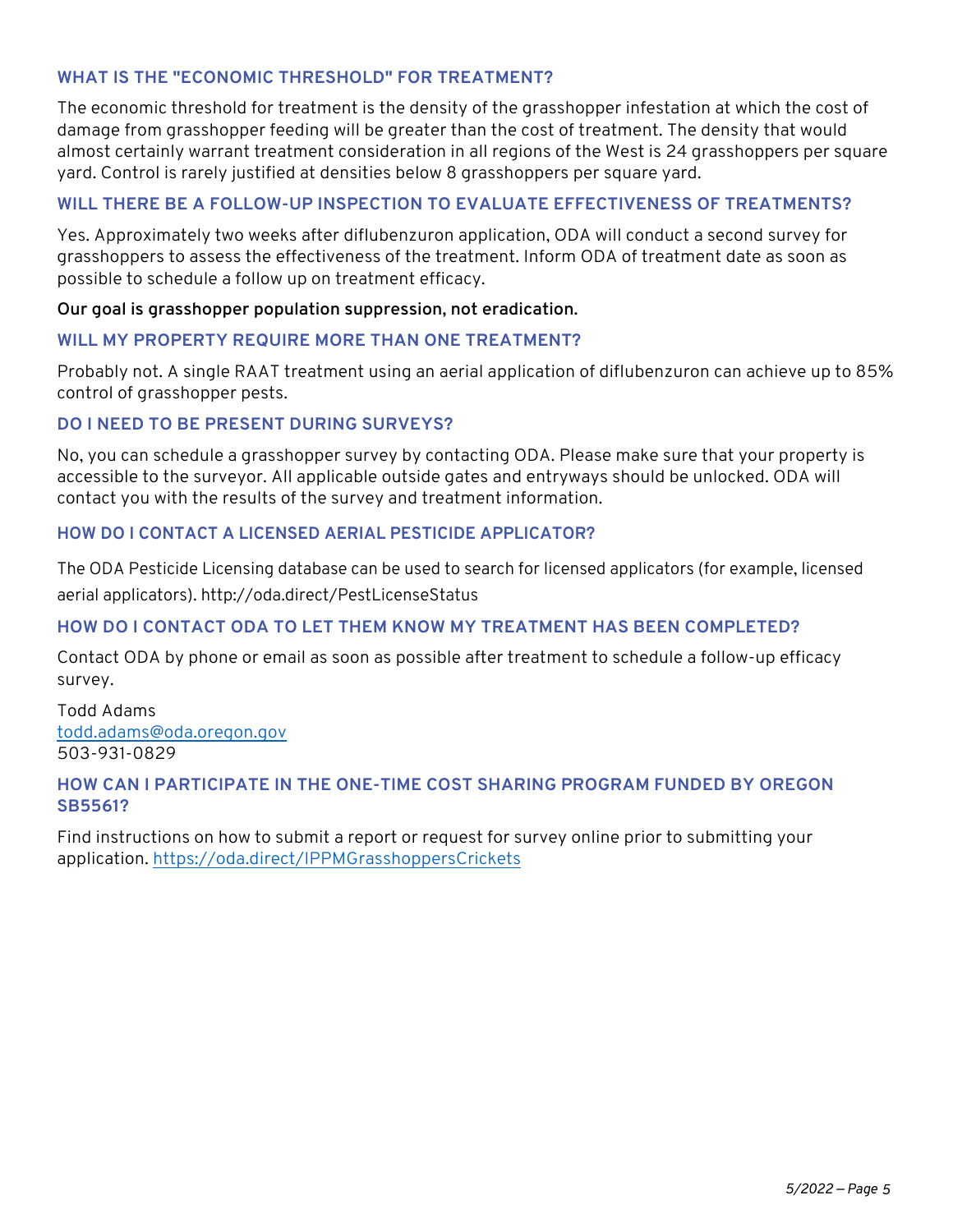### WHAT IS THE "ECONOMIC THRESHOLD" FOR TREATMENT?

The economic threshold for treatment is the density of the grasshopper infestation at which the cost of damage from grasshopper feeding will be greater than the cost of treatment. The density that would almost certainly warrant treatment consideration in all regions of the West is 24 grasshoppers per square yard. Control is rarely justified at densities below 8 grasshoppers per square yard.

### WILL THERE BE A FOLLOW-UP INSPECTION TO EVALUATE EFFECTIVENESS OF TREATMENTS?

Yes. Approximately two weeks after diflubenzuron application, ODA will conduct a second survey for grasshoppers to assess the effectiveness of the treatment. Inform ODA of treatment date as soon as possible to schedule a follow up on treatment efficacy.

**Our goal is grasshopper population suppression, not eradication.**

### WILL MY PROPERTY REQUIRE MORE THAN ONE TREATMENT?

Probably not. A single RAAT treatment using an aerial application of diflubenzuron can achieve up to 85% control of grasshopper pests.

### DO I NEED TO BE PRESENT DURING SURVEYS?

No, you can schedule a grasshopper survey by contacting ODA. Please make sure that your property is accessible to the surveyor. All applicable outside gates and entryways should be unlocked. ODA will contact you with the results of the survey and treatment information.

### HOW DO I CONTACT A LICENSED AERIAL PESTICIDE APPLICATOR?

The ODA Pesticide Licensing database can be used to search for licensed applicators (for example, licensed aerial applicators). http://oda.direct/PestLicenseStatus

### HOW DO I CONTACT ODA TO LET THEM KNOW MY TREATMENT HAS BEEN COMPLETED?

Contact ODA by phone or email as soon as possible after treatment to schedule a follow-up efficacy survey.

Todd Adams  
todd.adams@oda.oregon.gov  
503-931-0829

### HOW CAN I PARTICIPATE IN THE ONE-TIME COST SHARING PROGRAM FUNDED BY OREGON SB5561?

Find instructions on how to submit a report or request for survey online prior to submitting your application. https://oda.direct/IPPMGrasshoppersCrickets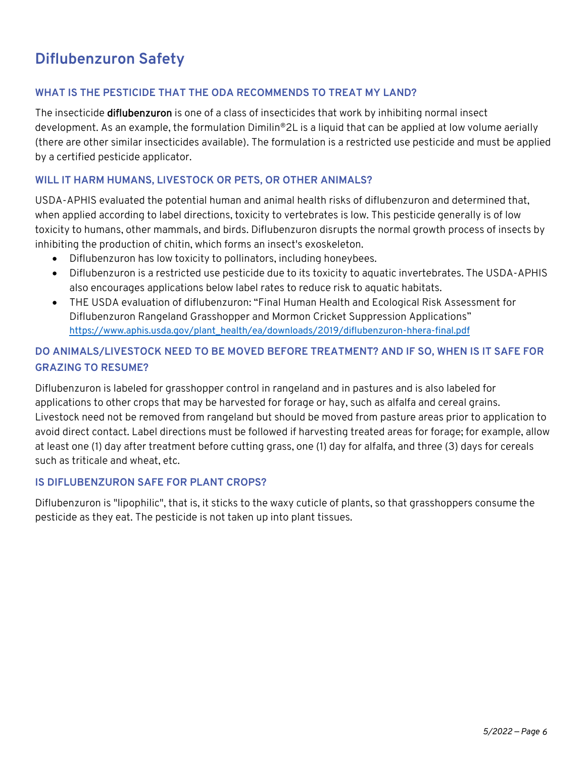## Diflubenzuron Safety

### WHAT IS THE PESTICIDE THAT THE ODA RECOMMENDS TO TREAT MY LAND?

The insecticide **diflubenzuron** is one of a class of insecticides that work by inhibiting normal insect development. As an example, the formulation Dimilin®2L is a liquid that can be applied at low volume aerially (there are other similar insecticides available). The formulation is a restricted use pesticide and must be applied by a certified pesticide applicator.

### WILL IT HARM HUMANS, LIVESTOCK OR PETS, OR OTHER ANIMALS?

USDA-APHIS evaluated the potential human and animal health risks of diflubenzuron and determined that, when applied according to label directions, toxicity to vertebrates is low. This pesticide generally is of low toxicity to humans, other mammals, and birds. Diflubenzuron disrupts the normal growth process of insects by inhibiting the production of chitin, which forms an insect's exoskeleton.

- Diflubenzuron has low toxicity to pollinators, including honeybees.
- Diflubenzuron is a restricted use pesticide due to its toxicity to aquatic invertebrates. The USDA-APHIS also encourages applications below label rates to reduce risk to aquatic habitats.
- THE USDA evaluation of diflubenzuron: "Final Human Health and Ecological Risk Assessment for Diflubenzuron Rangeland Grasshopper and Mormon Cricket Suppression Applications" https://www.aphis.usda.gov/plant_health/ea/downloads/2019/diflubenzuron-hhera-final.pdf

### DO ANIMALS/LIVESTOCK NEED TO BE MOVED BEFORE TREATMENT? AND IF SO, WHEN IS IT SAFE FOR GRAZING TO RESUME?

Diflubenzuron is labeled for grasshopper control in rangeland and in pastures and is also labeled for applications to other crops that may be harvested for forage or hay, such as alfalfa and cereal grains. Livestock need not be removed from rangeland but should be moved from pasture areas prior to application to avoid direct contact. Label directions must be followed if harvesting treated areas for forage; for example, allow at least one (1) day after treatment before cutting grass, one (1) day for alfalfa, and three (3) days for cereals such as triticale and wheat, etc.

### IS DIFLUBENZURON SAFE FOR PLANT CROPS?

Diflubenzuron is "lipophilic", that is, it sticks to the waxy cuticle of plants, so that grasshoppers consume the pesticide as they eat. The pesticide is not taken up into plant tissues.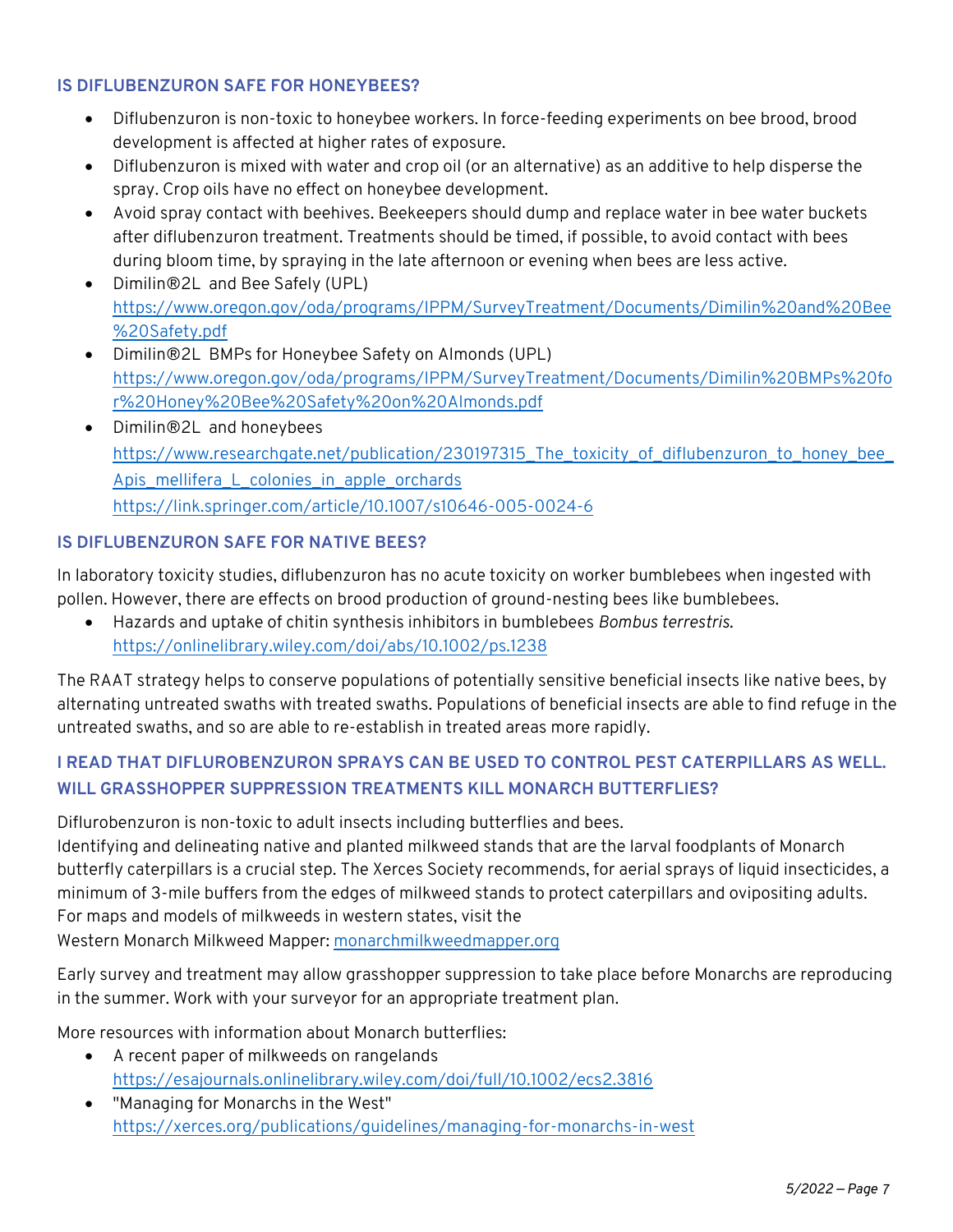### IS DIFLUBENZURON SAFE FOR HONEYBEES?

- Diflubenzuron is non-toxic to honeybee workers. In force-feeding experiments on bee brood, brood development is affected at higher rates of exposure.
- Diflubenzuron is mixed with water and crop oil (or an alternative) as an additive to help disperse the spray. Crop oils have no effect on honeybee development.
- Avoid spray contact with beehives. Beekeepers should dump and replace water in bee water buckets after diflubenzuron treatment. Treatments should be timed, if possible, to avoid contact with bees during bloom time, by spraying in the late afternoon or evening when bees are less active.
- Dimilin®2L and Bee Safely (UPL) https://www.oregon.gov/oda/programs/IPPM/SurveyTreatment/Documents/Dimilin%20and%20Bee%20Safety.pdf
- Dimilin®2L BMPs for Honeybee Safety on Almonds (UPL) https://www.oregon.gov/oda/programs/IPPM/SurveyTreatment/Documents/Dimilin%20BMPs%20for%20Honey%20Bee%20Safety%20on%20Almonds.pdf
- Dimilin®2L and honeybees
  https://www.researchgate.net/publication/230197315_The_toxicity_of_diflubenzuron_to_honey_bee_Apis_mellifera_L_colonies_in_apple_orchards
  https://link.springer.com/article/10.1007/s10646-005-0024-6

### IS DIFLUBENZURON SAFE FOR NATIVE BEES?

In laboratory toxicity studies, diflubenzuron has no acute toxicity on worker bumblebees when ingested with pollen. However, there are effects on brood production of ground-nesting bees like bumblebees.

- Hazards and uptake of chitin synthesis inhibitors in bumblebees *Bombus terrestris.* https://onlinelibrary.wiley.com/doi/abs/10.1002/ps.1238

The RAAT strategy helps to conserve populations of potentially sensitive beneficial insects like native bees, by alternating untreated swaths with treated swaths. Populations of beneficial insects are able to find refuge in the untreated swaths, and so are able to re-establish in treated areas more rapidly.

### I READ THAT DIFLUROBENZURON SPRAYS CAN BE USED TO CONTROL PEST CATERPILLARS AS WELL. WILL GRASSHOPPER SUPPRESSION TREATMENTS KILL MONARCH BUTTERFLIES?

Diflurobenzuron is non-toxic to adult insects including butterflies and bees.
Identifying and delineating native and planted milkweed stands that are the larval foodplants of Monarch butterfly caterpillars is a crucial step. The Xerces Society recommends, for aerial sprays of liquid insecticides, a minimum of 3-mile buffers from the edges of milkweed stands to protect caterpillars and ovipositing adults. For maps and models of milkweeds in western states, visit the
Western Monarch Milkweed Mapper: monarchmilkweedmapper.org

Early survey and treatment may allow grasshopper suppression to take place before Monarchs are reproducing in the summer. Work with your surveyor for an appropriate treatment plan.

More resources with information about Monarch butterflies:

- A recent paper of milkweeds on rangelands https://esajournals.onlinelibrary.wiley.com/doi/full/10.1002/ecs2.3816
- "Managing for Monarchs in the West" https://xerces.org/publications/guidelines/managing-for-monarchs-in-west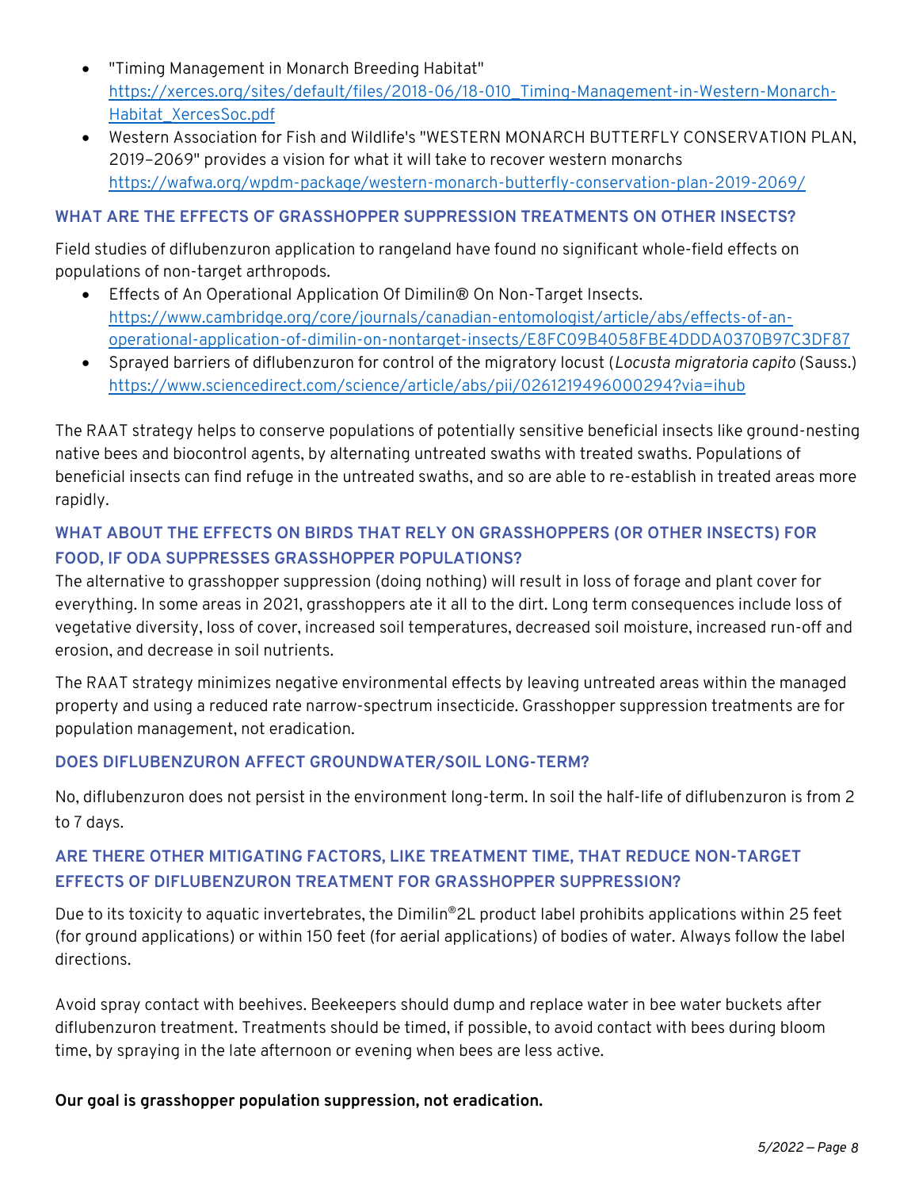- "Timing Management in Monarch Breeding Habitat" https://xerces.org/sites/default/files/2018-06/18-010_Timing-Management-in-Western-Monarch-Habitat_XercesSoc.pdf
- Western Association for Fish and Wildlife's "WESTERN MONARCH BUTTERFLY CONSERVATION PLAN, 2019–2069" provides a vision for what it will take to recover western monarchs https://wafwa.org/wpdm-package/western-monarch-butterfly-conservation-plan-2019-2069/

### WHAT ARE THE EFFECTS OF GRASSHOPPER SUPPRESSION TREATMENTS ON OTHER INSECTS?

Field studies of diflubenzuron application to rangeland have found no significant whole-field effects on populations of non-target arthropods.

- Effects of An Operational Application Of Dimilin® On Non-Target Insects. https://www.cambridge.org/core/journals/canadian-entomologist/article/abs/effects-of-an-operational-application-of-dimilin-on-nontarget-insects/E8FC09B4058FBE4DDDA0370B97C3DF87
- Sprayed barriers of diflubenzuron for control of the migratory locust (*Locusta migratoria capito* (Sauss.) https://www.sciencedirect.com/science/article/abs/pii/0261219496000294?via=ihub

The RAAT strategy helps to conserve populations of potentially sensitive beneficial insects like ground-nesting native bees and biocontrol agents, by alternating untreated swaths with treated swaths. Populations of beneficial insects can find refuge in the untreated swaths, and so are able to re-establish in treated areas more rapidly.

### WHAT ABOUT THE EFFECTS ON BIRDS THAT RELY ON GRASSHOPPERS (OR OTHER INSECTS) FOR FOOD, IF ODA SUPPRESSES GRASSHOPPER POPULATIONS?

The alternative to grasshopper suppression (doing nothing) will result in loss of forage and plant cover for everything. In some areas in 2021, grasshoppers ate it all to the dirt. Long term consequences include loss of vegetative diversity, loss of cover, increased soil temperatures, decreased soil moisture, increased run-off and erosion, and decrease in soil nutrients.

The RAAT strategy minimizes negative environmental effects by leaving untreated areas within the managed property and using a reduced rate narrow-spectrum insecticide. Grasshopper suppression treatments are for population management, not eradication.

### DOES DIFLUBENZURON AFFECT GROUNDWATER/SOIL LONG-TERM?

No, diflubenzuron does not persist in the environment long-term. In soil the half-life of diflubenzuron is from 2 to 7 days.

### ARE THERE OTHER MITIGATING FACTORS, LIKE TREATMENT TIME, THAT REDUCE NON-TARGET EFFECTS OF DIFLUBENZURON TREATMENT FOR GRASSHOPPER SUPPRESSION?

Due to its toxicity to aquatic invertebrates, the Dimilin®2L product label prohibits applications within 25 feet (for ground applications) or within 150 feet (for aerial applications) of bodies of water. Always follow the label directions.

Avoid spray contact with beehives. Beekeepers should dump and replace water in bee water buckets after diflubenzuron treatment. Treatments should be timed, if possible, to avoid contact with bees during bloom time, by spraying in the late afternoon or evening when bees are less active.

**Our goal is grasshopper population suppression, not eradication.**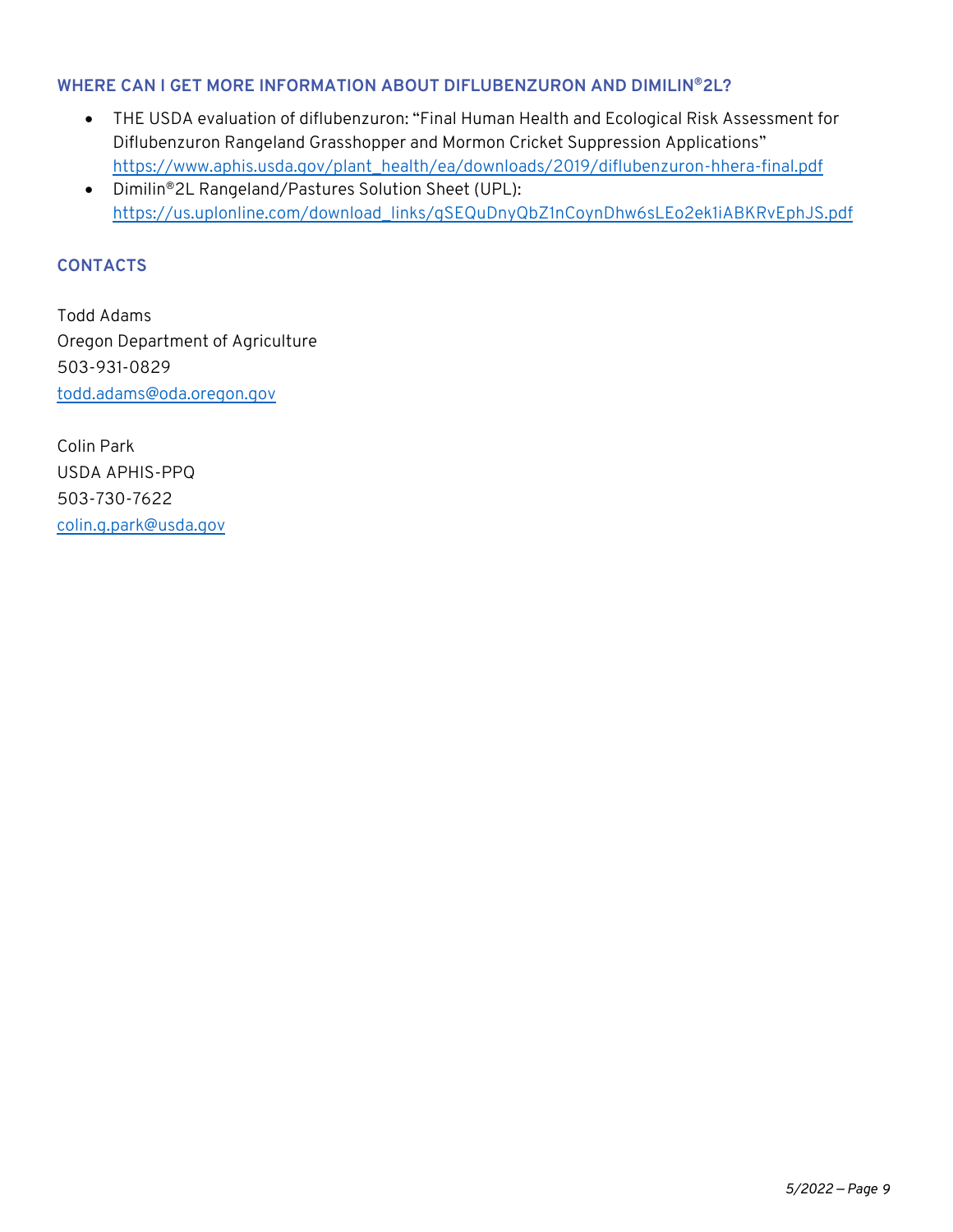## WHERE CAN I GET MORE INFORMATION ABOUT DIFLUBENZURON AND DIMILIN®2L?

- THE USDA evaluation of diflubenzuron: "Final Human Health and Ecological Risk Assessment for Diflubenzuron Rangeland Grasshopper and Mormon Cricket Suppression Applications" https://www.aphis.usda.gov/plant_health/ea/downloads/2019/diflubenzuron-hhera-final.pdf
- Dimilin®2L Rangeland/Pastures Solution Sheet (UPL): https://us.uplonline.com/download_links/gSEQuDnyQbZ1nCoynDhw6sLEo2ek1iABKRvEphJS.pdf

## CONTACTS

Todd Adams
Oregon Department of Agriculture
503-931-0829
todd.adams@oda.oregon.gov

Colin Park
USDA APHIS-PPQ
503-730-7622
colin.g.park@usda.gov